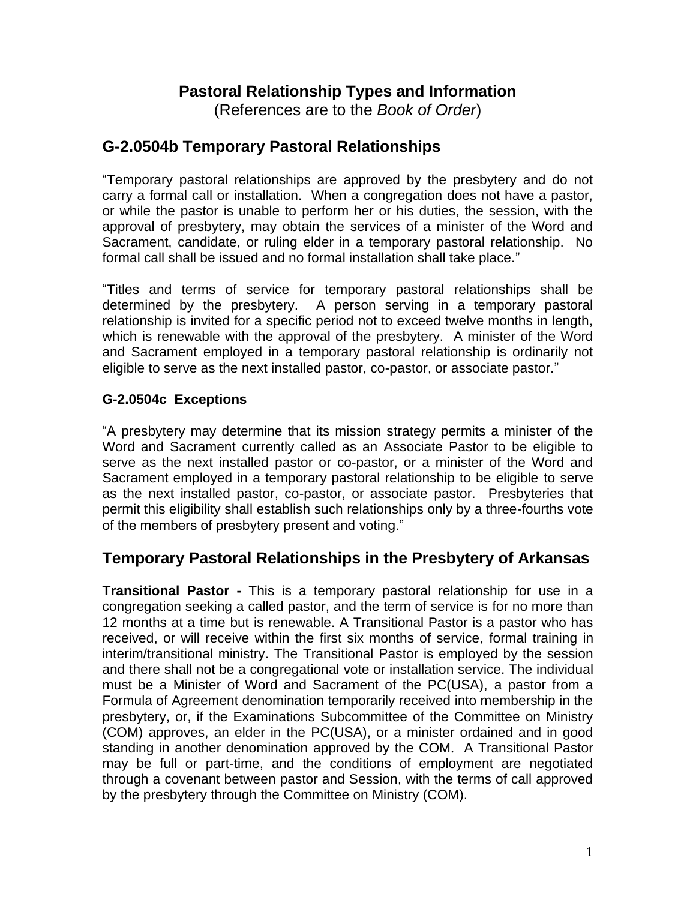# Pastoral Relationship Types and Information

(References are to the *Book of Order*)

## G-2.0504b Temporary Pastoral Relationships

"Temporary pastoral relationships are approved by the presbytery and do not carry a formal call or installation. When a congregation does not have a pastor, or while the pastor is unable to perform her or his duties, the session, with the approval of presbytery, may obtain the services of a minister of the Word and Sacrament, candidate, or ruling elder in a temporary pastoral relationship. No formal call shall be issued and no formal installation shall take place."

"Titles and terms of service for temporary pastoral relationships shall be determined by the presbytery. A person serving in a temporary pastoral relationship is invited for a specific period not to exceed twelve months in length, which is renewable with the approval of the presbytery. A minister of the Word and Sacrament employed in a temporary pastoral relationship is ordinarily not eligible to serve as the next installed pastor, co-pastor, or associate pastor."

### G-2.0504c Exceptions

"A presbytery may determine that its mission strategy permits a minister of the Word and Sacrament currently called as an Associate Pastor to be eligible to serve as the next installed pastor or co-pastor, or a minister of the Word and Sacrament employed in a temporary pastoral relationship to be eligible to serve as the next installed pastor, co-pastor, or associate pastor. Presbyteries that permit this eligibility shall establish such relationships only by a three-fourths vote of the members of presbytery present and voting."

## Temporary Pastoral Relationships in the Presbytery of Arkansas

**Transitional Pastor -** This is a temporary pastoral relationship for use in a congregation seeking a called pastor, and the term of service is for no more than 12 months at a time but is renewable. A Transitional Pastor is a pastor who has received, or will receive within the first six months of service, formal training in interim/transitional ministry. The Transitional Pastor is employed by the session and there shall not be a congregational vote or installation service. The individual must be a Minister of Word and Sacrament of the PC(USA), a pastor from a Formula of Agreement denomination temporarily received into membership in the presbytery, or, if the Examinations Subcommittee of the Committee on Ministry (COM) approves, an elder in the PC(USA), or a minister ordained and in good standing in another denomination approved by the COM. A Transitional Pastor may be full or part-time, and the conditions of employment are negotiated through a covenant between pastor and Session, with the terms of call approved by the presbytery through the Committee on Ministry (COM).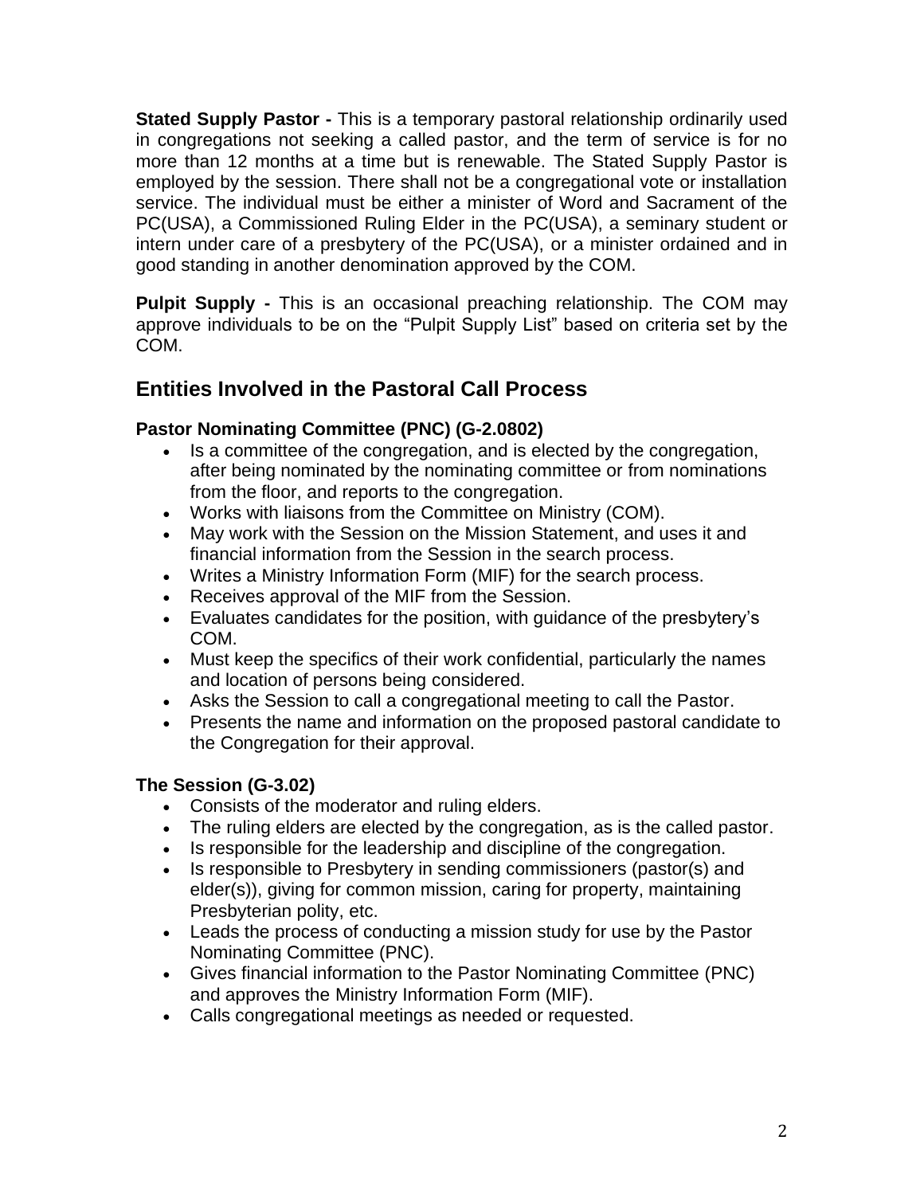**Stated Supply Pastor -** This is a temporary pastoral relationship ordinarily used in congregations not seeking a called pastor, and the term of service is for no more than 12 months at a time but is renewable. The Stated Supply Pastor is employed by the session. There shall not be a congregational vote or installation service. The individual must be either a minister of Word and Sacrament of the PC(USA), a Commissioned Ruling Elder in the PC(USA), a seminary student or intern under care of a presbytery of the PC(USA), or a minister ordained and in good standing in another denomination approved by the COM.

**Pulpit Supply -** This is an occasional preaching relationship. The COM may approve individuals to be on the "Pulpit Supply List" based on criteria set by the COM.

## Entities Involved in the Pastoral Call Process

### Pastor Nominating Committee (PNC) (G-2.0802)

- Is a committee of the congregation, and is elected by the congregation, after being nominated by the nominating committee or from nominations from the floor, and reports to the congregation.
- Works with liaisons from the Committee on Ministry (COM).
- May work with the Session on the Mission Statement, and uses it and financial information from the Session in the search process.
- Writes a Ministry Information Form (MIF) for the search process.
- Receives approval of the MIF from the Session.
- Evaluates candidates for the position, with guidance of the presbytery's COM.
- Must keep the specifics of their work confidential, particularly the names and location of persons being considered.
- Asks the Session to call a congregational meeting to call the Pastor.
- Presents the name and information on the proposed pastoral candidate to the Congregation for their approval.

### The Session (G-3.02)

- Consists of the moderator and ruling elders.
- The ruling elders are elected by the congregation, as is the called pastor.
- Is responsible for the leadership and discipline of the congregation.
- Is responsible to Presbytery in sending commissioners (pastor(s) and elder(s)), giving for common mission, caring for property, maintaining Presbyterian polity, etc.
- Leads the process of conducting a mission study for use by the Pastor Nominating Committee (PNC).
- Gives financial information to the Pastor Nominating Committee (PNC) and approves the Ministry Information Form (MIF).
- Calls congregational meetings as needed or requested.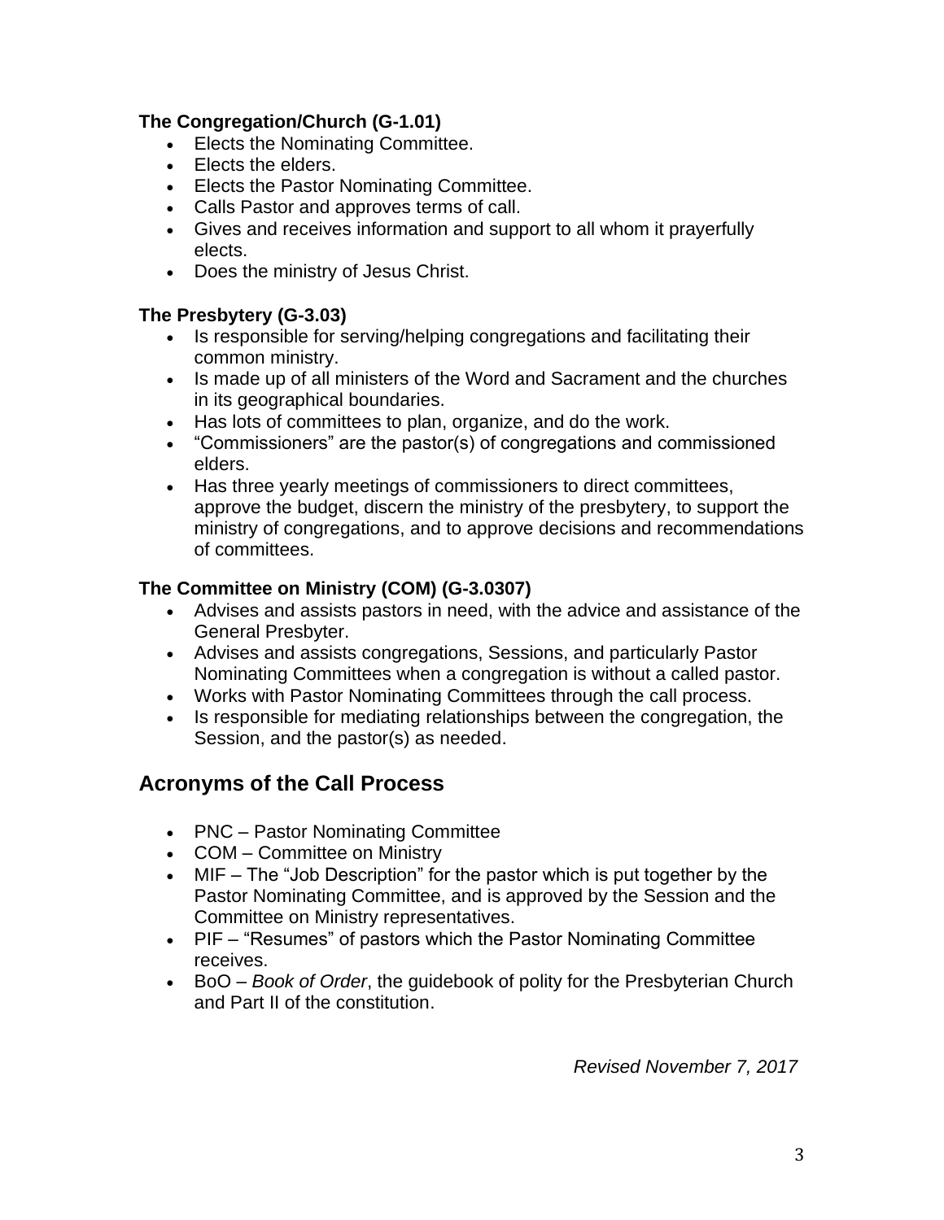### The Congregation/Church (G-1.01)

- Elects the Nominating Committee.
- Elects the elders.
- Elects the Pastor Nominating Committee.
- Calls Pastor and approves terms of call.
- Gives and receives information and support to all whom it prayerfully elects.
- Does the ministry of Jesus Christ.

### The Presbytery (G-3.03)

- Is responsible for serving/helping congregations and facilitating their common ministry.
- Is made up of all ministers of the Word and Sacrament and the churches in its geographical boundaries.
- Has lots of committees to plan, organize, and do the work.
- "Commissioners" are the pastor(s) of congregations and commissioned elders.
- Has three yearly meetings of commissioners to direct committees, approve the budget, discern the ministry of the presbytery, to support the ministry of congregations, and to approve decisions and recommendations of committees.

### The Committee on Ministry (COM) (G-3.0307)

- Advises and assists pastors in need, with the advice and assistance of the General Presbyter.
- Advises and assists congregations, Sessions, and particularly Pastor Nominating Committees when a congregation is without a called pastor.
- Works with Pastor Nominating Committees through the call process.
- Is responsible for mediating relationships between the congregation, the Session, and the pastor(s) as needed.

## Acronyms of the Call Process

- PNC – Pastor Nominating Committee
- COM – Committee on Ministry
- MIF – The "Job Description" for the pastor which is put together by the Pastor Nominating Committee, and is approved by the Session and the Committee on Ministry representatives.
- PIF – "Resumes" of pastors which the Pastor Nominating Committee receives.
- BoO – *Book of Order*, the guidebook of polity for the Presbyterian Church and Part II of the constitution.

*Revised November 7, 2017*